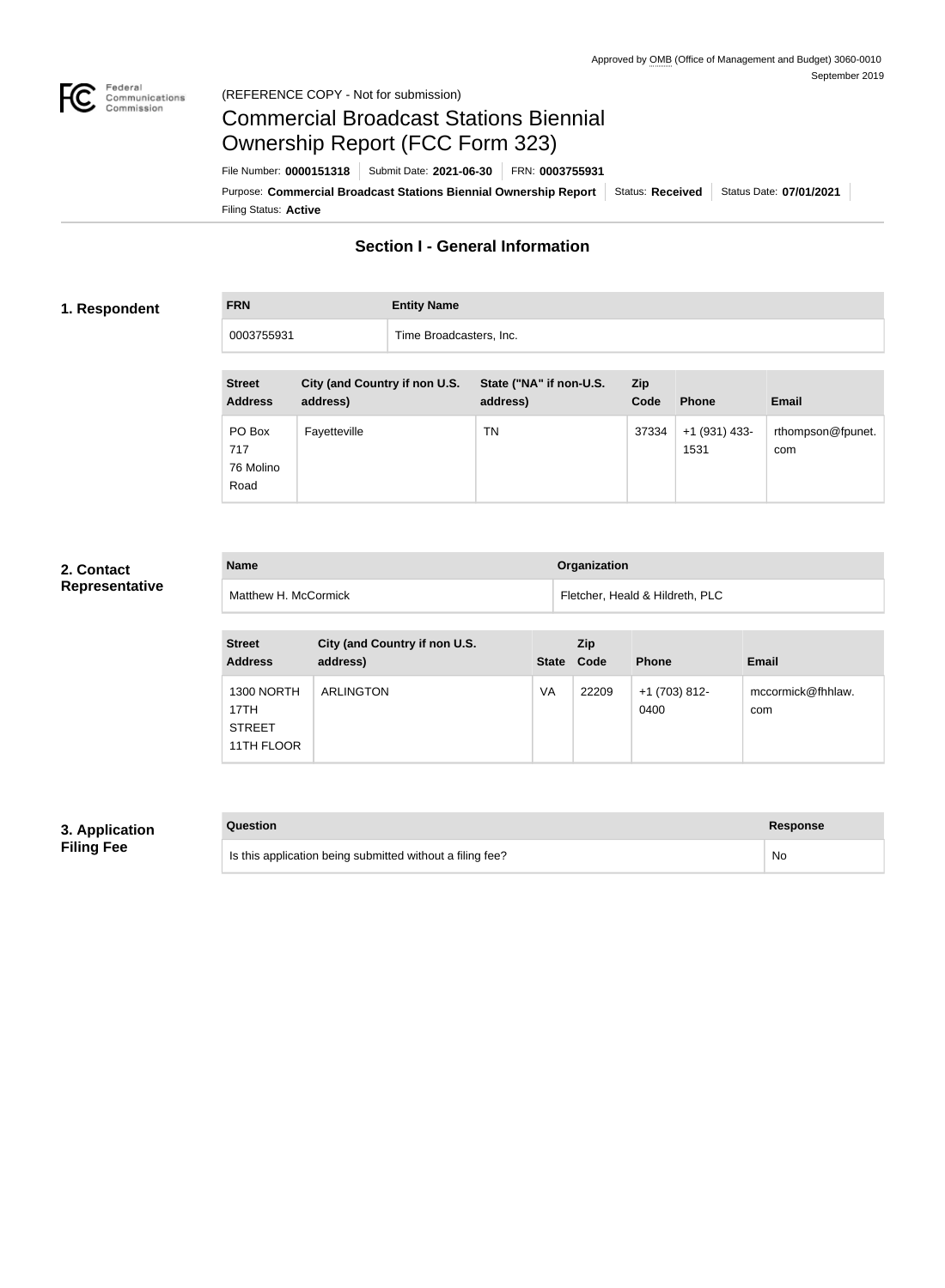Approved by OMB (Office of Management and Budget) 3060-0010
September 2019

(REFERENCE COPY - Not for submission)

# Commercial Broadcast Stations Biennial Ownership Report (FCC Form 323)

File Number: **0000151318** | Submit Date: **2021-06-30** | FRN: **0003755931**

Purpose: **Commercial Broadcast Stations Biennial Ownership Report** | Status: **Received** | Status Date: **07/01/2021**

Filing Status: **Active**

## Section I - General Information

### 1. Respondent

| FRN | Entity Name |
| --- | --- |
| 0003755931 | Time Broadcasters, Inc. |

| Street Address | City (and Country if non U.S. address) | State ("NA" if non-U.S. address) | Zip Code | Phone | Email |
| --- | --- | --- | --- | --- | --- |
| PO Box 717 76 Molino Road | Fayetteville | TN | 37334 | +1 (931) 433-1531 | rthompson@fpunet.com |

### 2. Contact Representative

| Name | Organization |
| --- | --- |
| Matthew H. McCormick | Fletcher, Heald & Hildreth, PLC |

| Street Address | City (and Country if non U.S. address) | State | Zip Code | Phone | Email |
| --- | --- | --- | --- | --- | --- |
| 1300 NORTH 17TH STREET 11TH FLOOR | ARLINGTON | VA | 22209 | +1 (703) 812-0400 | mccormick@fhhlaw.com |

### 3. Application Filing Fee

| Question | Response |
| --- | --- |
| Is this application being submitted without a filing fee? | No |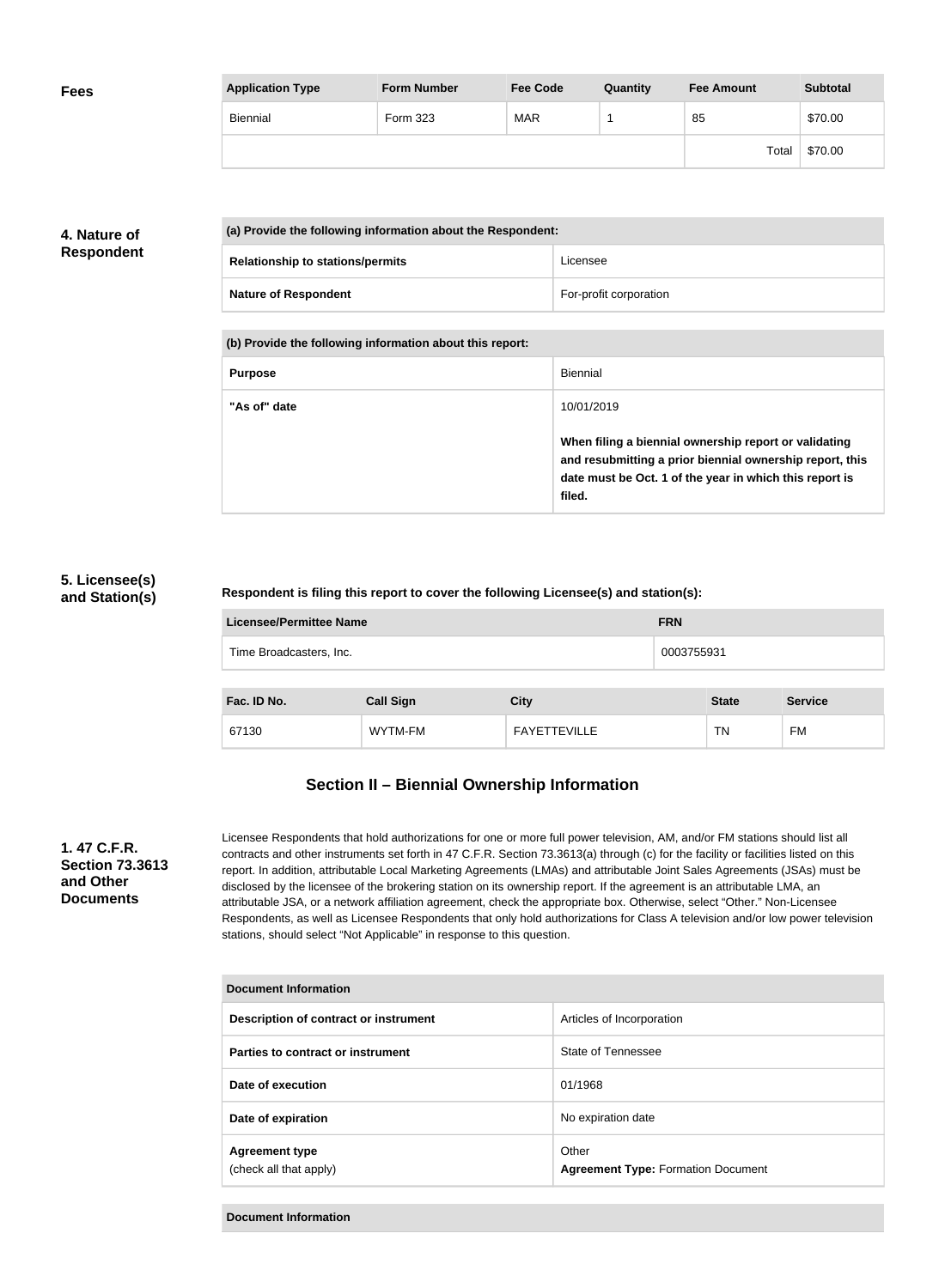**Fees**

| Application Type | Form Number | Fee Code | Quantity | Fee Amount | Subtotal |
|---|---|---|---|---|---|
| Biennial | Form 323 | MAR | 1 | 85 | $70.00 |
| | | | | Total | $70.00 |

**4. Nature of Respondent**

| (a) Provide the following information about the Respondent: | |
|---|---|
| **Relationship to stations/permits** | Licensee |
| **Nature of Respondent** | For-profit corporation |

| (b) Provide the following information about this report: | |
|---|---|
| **Purpose** | Biennial |
| **"As of" date** | 10/01/2019<br><br>**When filing a biennial ownership report or validating and resubmitting a prior biennial ownership report, this date must be Oct. 1 of the year in which this report is filed.** |

**5. Licensee(s) and Station(s)**

**Respondent is filing this report to cover the following Licensee(s) and station(s):**

| Licensee/Permittee Name | FRN |
|---|---|
| Time Broadcasters, Inc. | 0003755931 |

| Fac. ID No. | Call Sign | City | State | Service |
|---|---|---|---|---|
| 67130 | WYTM-FM | FAYETTEVILLE | TN | FM |

## Section II – Biennial Ownership Information

**1. 47 C.F.R. Section 73.3613 and Other Documents**

Licensee Respondents that hold authorizations for one or more full power television, AM, and/or FM stations should list all contracts and other instruments set forth in 47 C.F.R. Section 73.3613(a) through (c) for the facility or facilities listed on this report. In addition, attributable Local Marketing Agreements (LMAs) and attributable Joint Sales Agreements (JSAs) must be disclosed by the licensee of the brokering station on its ownership report. If the agreement is an attributable LMA, an attributable JSA, or a network affiliation agreement, check the appropriate box. Otherwise, select "Other." Non-Licensee Respondents, as well as Licensee Respondents that only hold authorizations for Class A television and/or low power television stations, should select "Not Applicable" in response to this question.

| Document Information | |
|---|---|
| **Description of contract or instrument** | Articles of Incorporation |
| **Parties to contract or instrument** | State of Tennessee |
| **Date of execution** | 01/1968 |
| **Date of expiration** | No expiration date |
| **Agreement type**<br>(check all that apply) | Other<br>**Agreement Type:** Formation Document |

| Document Information |
|---|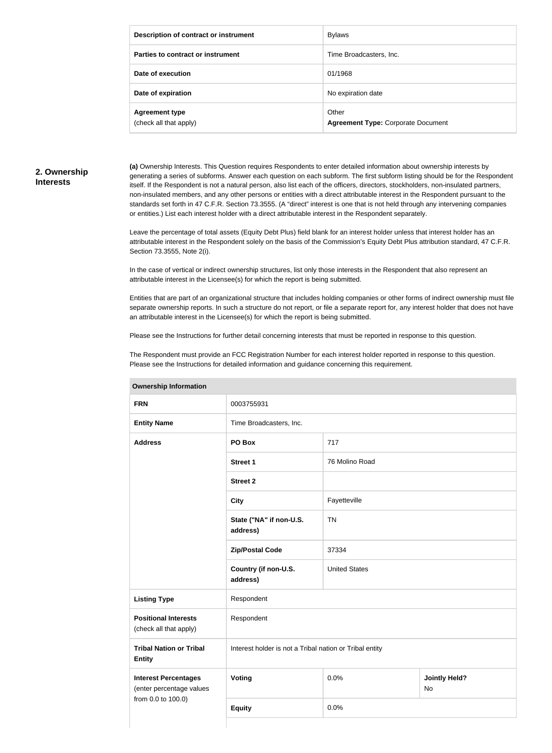| Description of contract or instrument | Bylaws |
|---|---|
| Parties to contract or instrument | Time Broadcasters, Inc. |
| Date of execution | 01/1968 |
| Date of expiration | No expiration date |
| **Agreement type** (check all that apply) | Other **Agreement Type:** Corporate Document |

## 2. Ownership Interests

**(a)** Ownership Interests. This Question requires Respondents to enter detailed information about ownership interests by generating a series of subforms. Answer each question on each subform. The first subform listing should be for the Respondent itself. If the Respondent is not a natural person, also list each of the officers, directors, stockholders, non-insulated partners, non-insulated members, and any other persons or entities with a direct attributable interest in the Respondent pursuant to the standards set forth in 47 C.F.R. Section 73.3555. (A "direct" interest is one that is not held through any intervening companies or entities.) List each interest holder with a direct attributable interest in the Respondent separately.

Leave the percentage of total assets (Equity Debt Plus) field blank for an interest holder unless that interest holder has an attributable interest in the Respondent solely on the basis of the Commission's Equity Debt Plus attribution standard, 47 C.F.R. Section 73.3555, Note 2(i).

In the case of vertical or indirect ownership structures, list only those interests in the Respondent that also represent an attributable interest in the Licensee(s) for which the report is being submitted.

Entities that are part of an organizational structure that includes holding companies or other forms of indirect ownership must file separate ownership reports. In such a structure do not report, or file a separate report for, any interest holder that does not have an attributable interest in the Licensee(s) for which the report is being submitted.

Please see the Instructions for further detail concerning interests that must be reported in response to this question.

The Respondent must provide an FCC Registration Number for each interest holder reported in response to this question. Please see the Instructions for detailed information and guidance concerning this requirement.

| Ownership Information | | | |
|---|---|---|---|
| **FRN** | 0003755931 | | |
| **Entity Name** | Time Broadcasters, Inc. | | |
| **Address** | **PO Box** | 717 | |
| | **Street 1** | 76 Molino Road | |
| | **Street 2** | | |
| | **City** | Fayetteville | |
| | **State ("NA" if non-U.S. address)** | TN | |
| | **Zip/Postal Code** | 37334 | |
| | **Country (if non-U.S. address)** | United States | |
| **Listing Type** | Respondent | | |
| **Positional Interests** (check all that apply) | Respondent | | |
| **Tribal Nation or Tribal Entity** | Interest holder is not a Tribal nation or Tribal entity | | |
| **Interest Percentages** (enter percentage values from 0.0 to 100.0) | **Voting** | 0.0% | **Jointly Held?** No |
| | **Equity** | 0.0% | |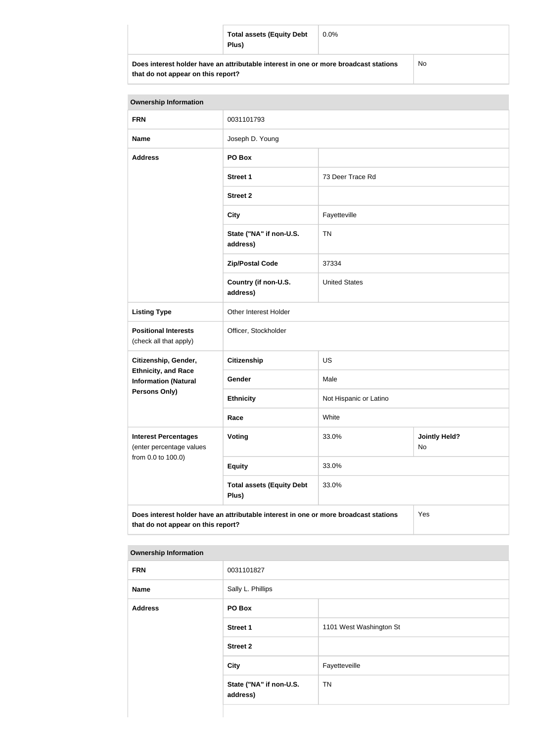| | | |
|---|---|---|
| | **Total assets (Equity Debt Plus)** | 0.0% |
| **Does interest holder have an attributable interest in one or more broadcast stations that do not appear on this report?** | | No |

| **Ownership Information** | | | |
|---|---|---|---|
| **FRN** | 0031101793 | | |
| **Name** | Joseph D. Young | | |
| **Address** | **PO Box** | | |
| | **Street 1** | 73 Deer Trace Rd | |
| | **Street 2** | | |
| | **City** | Fayetteville | |
| | **State ("NA" if non-U.S. address)** | TN | |
| | **Zip/Postal Code** | 37334 | |
| | **Country (if non-U.S. address)** | United States | |
| **Listing Type** | Other Interest Holder | | |
| **Positional Interests** (check all that apply) | Officer, Stockholder | | |
| **Citizenship, Gender, Ethnicity, and Race Information (Natural Persons Only)** | **Citizenship** | US | |
| | **Gender** | Male | |
| | **Ethnicity** | Not Hispanic or Latino | |
| | **Race** | White | |
| **Interest Percentages** (enter percentage values from 0.0 to 100.0) | **Voting** | 33.0% | **Jointly Held?** No |
| | **Equity** | 33.0% | |
| | **Total assets (Equity Debt Plus)** | 33.0% | |
| **Does interest holder have an attributable interest in one or more broadcast stations that do not appear on this report?** | | | Yes |

| **Ownership Information** | | |
|---|---|---|
| **FRN** | 0031101827 | |
| **Name** | Sally L. Phillips | |
| **Address** | **PO Box** | |
| | **Street 1** | 1101 West Washington St |
| | **Street 2** | |
| | **City** | Fayetteveille |
| | **State ("NA" if non-U.S. address)** | TN |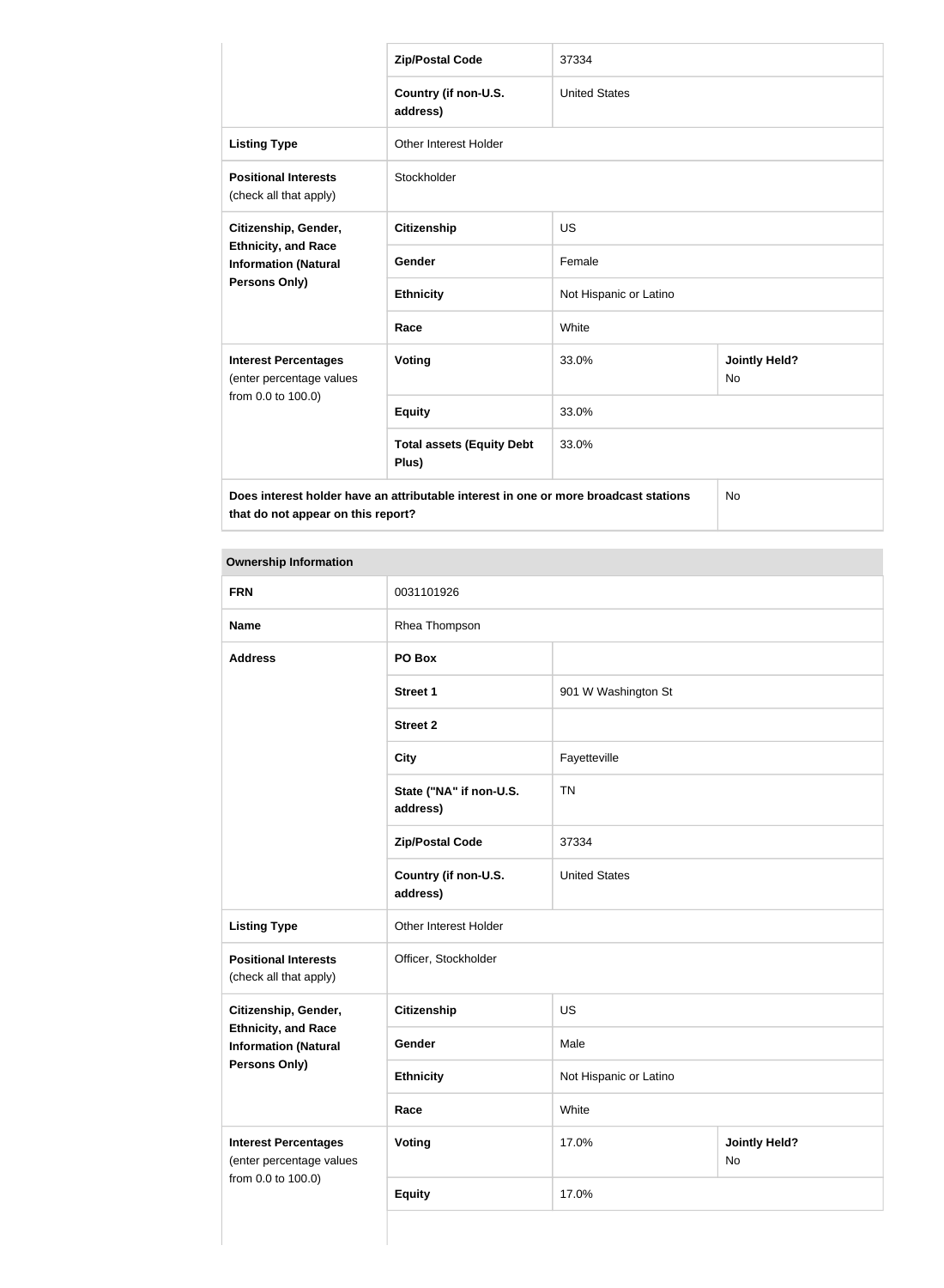| | | |
|---|---|---|
| | **Zip/Postal Code** | 37334 |
| | **Country (if non-U.S. address)** | United States |
| **Listing Type** | Other Interest Holder | |
| **Positional Interests** (check all that apply) | Stockholder | |
| **Citizenship, Gender, Ethnicity, and Race Information (Natural Persons Only)** | **Citizenship** | US |
| | **Gender** | Female |
| | **Ethnicity** | Not Hispanic or Latino |
| | **Race** | White |
| **Interest Percentages** (enter percentage values from 0.0 to 100.0) | **Voting** | 33.0% | **Jointly Held?** No |
| | **Equity** | 33.0% |
| | **Total assets (Equity Debt Plus)** | 33.0% |
| **Does interest holder have an attributable interest in one or more broadcast stations that do not appear on this report?** | | No |

**Ownership Information**

| | | | |
|---|---|---|---|
| **FRN** | 0031101926 | | |
| **Name** | Rhea Thompson | | |
| **Address** | **PO Box** | | |
| | **Street 1** | 901 W Washington St | |
| | **Street 2** | | |
| | **City** | Fayetteville | |
| | **State ("NA" if non-U.S. address)** | TN | |
| | **Zip/Postal Code** | 37334 | |
| | **Country (if non-U.S. address)** | United States | |
| **Listing Type** | Other Interest Holder | | |
| **Positional Interests** (check all that apply) | Officer, Stockholder | | |
| **Citizenship, Gender, Ethnicity, and Race Information (Natural Persons Only)** | **Citizenship** | US | |
| | **Gender** | Male | |
| | **Ethnicity** | Not Hispanic or Latino | |
| | **Race** | White | |
| **Interest Percentages** (enter percentage values from 0.0 to 100.0) | **Voting** | 17.0% | **Jointly Held?** No |
| | **Equity** | 17.0% | |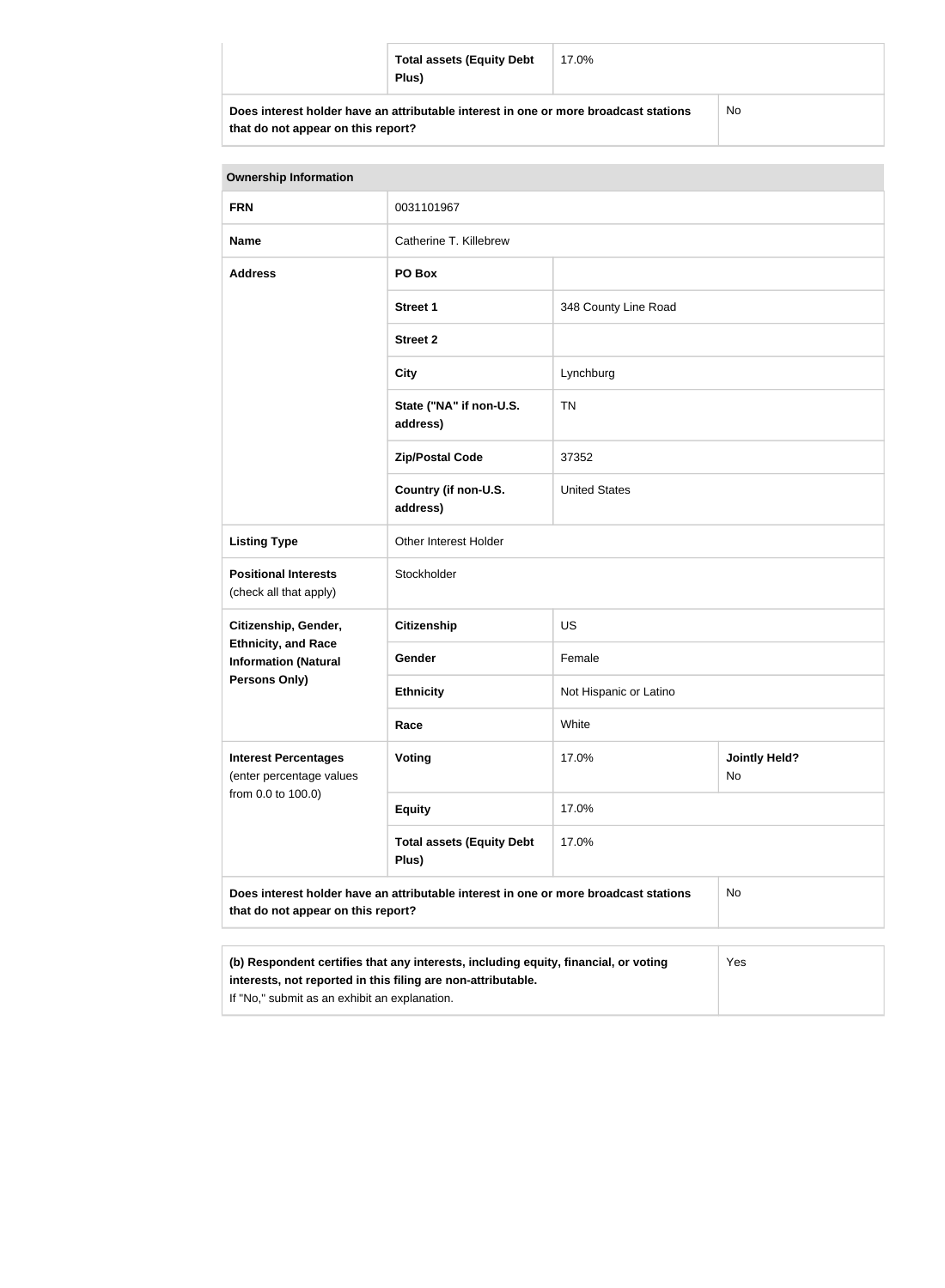| | Total assets (Equity Debt Plus) | 17.0% | |
|---|---|---|---|
| **Does interest holder have an attributable interest in one or more broadcast stations that do not appear on this report?** | | | No |

| **Ownership Information** | | | |
|---|---|---|---|
| **FRN** | 0031101967 | | |
| **Name** | Catherine T. Killebrew | | |
| **Address** | **PO Box** | | |
| | **Street 1** | 348 County Line Road | |
| | **Street 2** | | |
| | **City** | Lynchburg | |
| | **State ("NA" if non-U.S. address)** | TN | |
| | **Zip/Postal Code** | 37352 | |
| | **Country (if non-U.S. address)** | United States | |
| **Listing Type** | Other Interest Holder | | |
| **Positional Interests** (check all that apply) | Stockholder | | |
| **Citizenship, Gender, Ethnicity, and Race Information (Natural Persons Only)** | **Citizenship** | US | |
| | **Gender** | Female | |
| | **Ethnicity** | Not Hispanic or Latino | |
| | **Race** | White | |
| **Interest Percentages** (enter percentage values from 0.0 to 100.0) | **Voting** | 17.0% | **Jointly Held?** No |
| | **Equity** | 17.0% | |
| | **Total assets (Equity Debt Plus)** | 17.0% | |
| **Does interest holder have an attributable interest in one or more broadcast stations that do not appear on this report?** | | | No |

| | |
|---|---|
| **(b) Respondent certifies that any interests, including equity, financial, or voting interests, not reported in this filing are non-attributable.** If "No," submit as an exhibit an explanation. | Yes |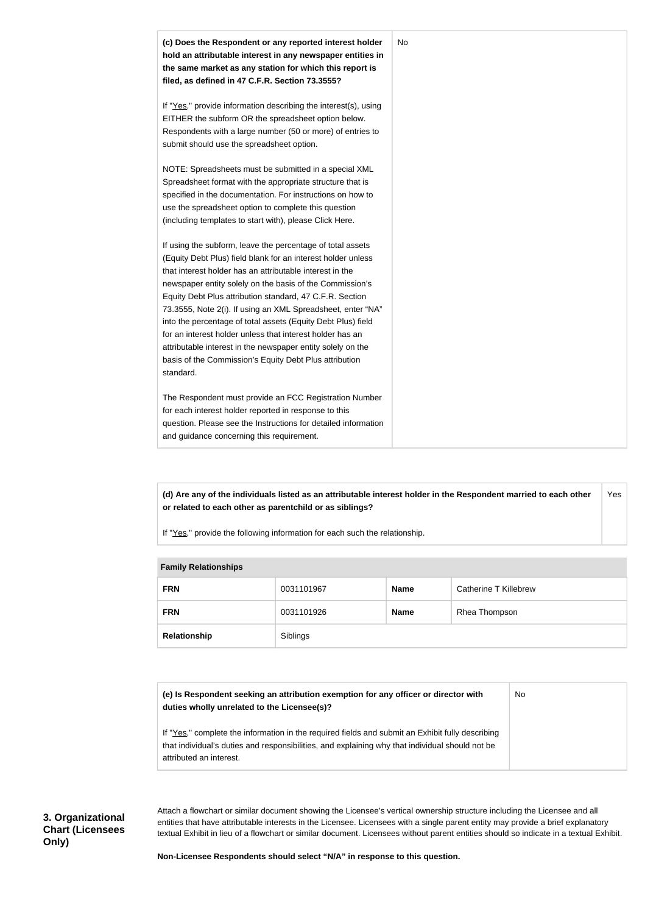| **(c) Does the Respondent or any reported interest holder hold an attributable interest in any newspaper entities in the same market as any station for which this report is filed, as defined in 47 C.F.R. Section 73.3555?**<br><br>If "Yes," provide information describing the interest(s), using EITHER the subform OR the spreadsheet option below. Respondents with a large number (50 or more) of entries to submit should use the spreadsheet option.<br><br>NOTE: Spreadsheets must be submitted in a special XML Spreadsheet format with the appropriate structure that is specified in the documentation. For instructions on how to use the spreadsheet option to complete this question (including templates to start with), please Click Here.<br><br>If using the subform, leave the percentage of total assets (Equity Debt Plus) field blank for an interest holder unless that interest holder has an attributable interest in the newspaper entity solely on the basis of the Commission's Equity Debt Plus attribution standard, 47 C.F.R. Section 73.3555, Note 2(i). If using an XML Spreadsheet, enter "NA" into the percentage of total assets (Equity Debt Plus) field for an interest holder unless that interest holder has an attributable interest in the newspaper entity solely on the basis of the Commission's Equity Debt Plus attribution standard.<br><br>The Respondent must provide an FCC Registration Number for each interest holder reported in response to this question. Please see the Instructions for detailed information and guidance concerning this requirement. | No |
|---|---|

| **(d) Are any of the individuals listed as an attributable interest holder in the Respondent married to each other or related to each other as parentchild or as siblings?**<br><br>If "Yes," provide the following information for each such the relationship. | Yes |
|---|---|

| **Family Relationships** | | | |
|---|---|---|---|
| **FRN** | 0031101967 | **Name** | Catherine T Killebrew |
| **FRN** | 0031101926 | **Name** | Rhea Thompson |
| **Relationship** | Siblings | | |

| **(e) Is Respondent seeking an attribution exemption for any officer or director with duties wholly unrelated to the Licensee(s)?**<br><br>If "Yes," complete the information in the required fields and submit an Exhibit fully describing that individual's duties and responsibilities, and explaining why that individual should not be attributed an interest. | No |
|---|---|

**3. Organizational Chart (Licensees Only)**

Attach a flowchart or similar document showing the Licensee's vertical ownership structure including the Licensee and all entities that have attributable interests in the Licensee. Licensees with a single parent entity may provide a brief explanatory textual Exhibit in lieu of a flowchart or similar document. Licensees without parent entities should so indicate in a textual Exhibit.

**Non-Licensee Respondents should select "N/A" in response to this question.**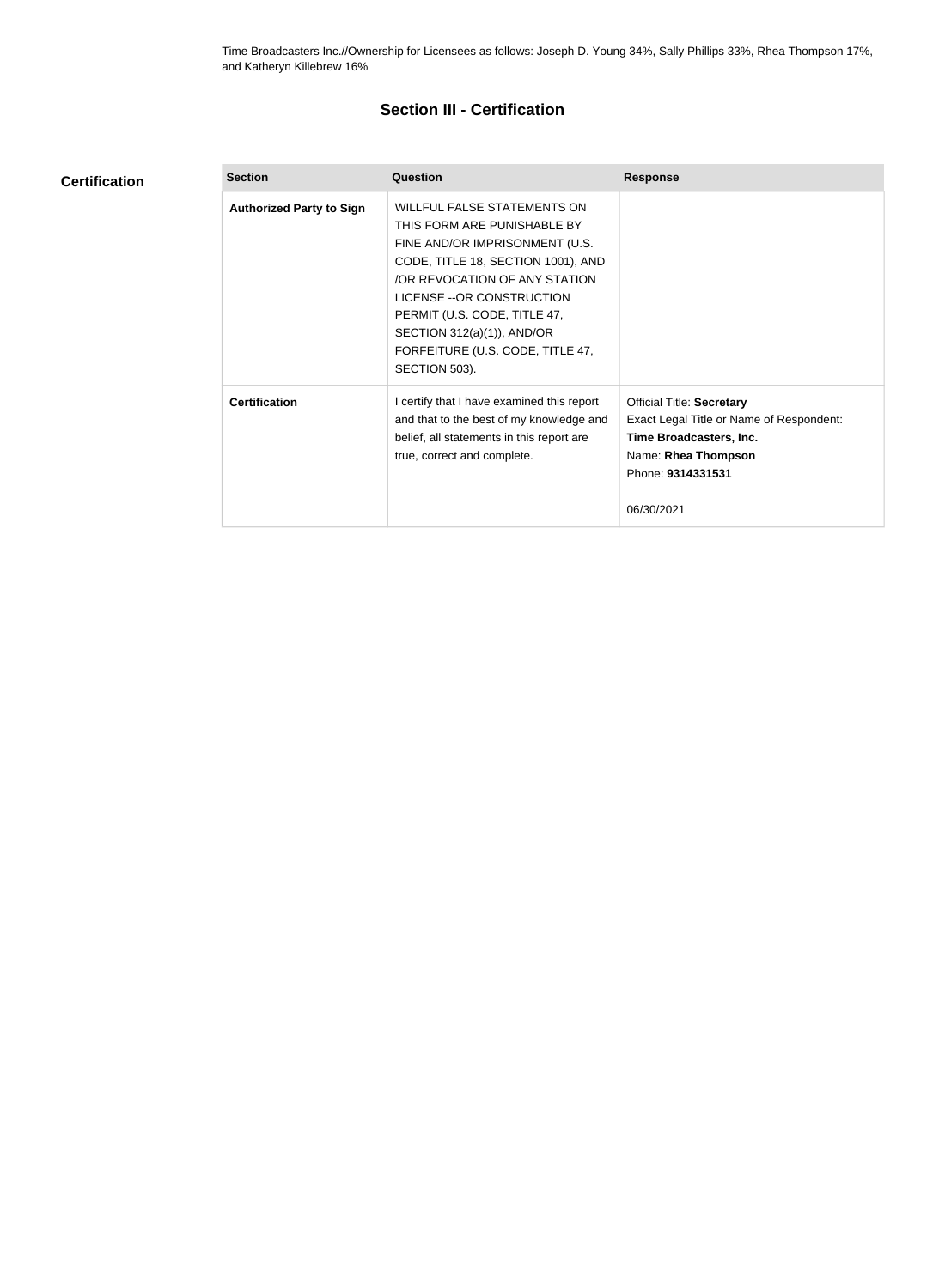Time Broadcasters Inc.//Ownership for Licensees as follows: Joseph D. Young 34%, Sally Phillips 33%, Rhea Thompson 17%, and Katheryn Killebrew 16%

## Section III - Certification

**Certification**

| Section | Question | Response |
|---|---|---|
| **Authorized Party to Sign** | WILLFUL FALSE STATEMENTS ON THIS FORM ARE PUNISHABLE BY FINE AND/OR IMPRISONMENT (U.S. CODE, TITLE 18, SECTION 1001), AND /OR REVOCATION OF ANY STATION LICENSE --OR CONSTRUCTION PERMIT (U.S. CODE, TITLE 47, SECTION 312(a)(1)), AND/OR FORFEITURE (U.S. CODE, TITLE 47, SECTION 503). | |
| **Certification** | I certify that I have examined this report and that to the best of my knowledge and belief, all statements in this report are true, correct and complete. | Official Title: **Secretary**<br>Exact Legal Title or Name of Respondent: **Time Broadcasters, Inc.**<br>Name: **Rhea Thompson**<br>Phone: **9314331531**<br><br>06/30/2021 |